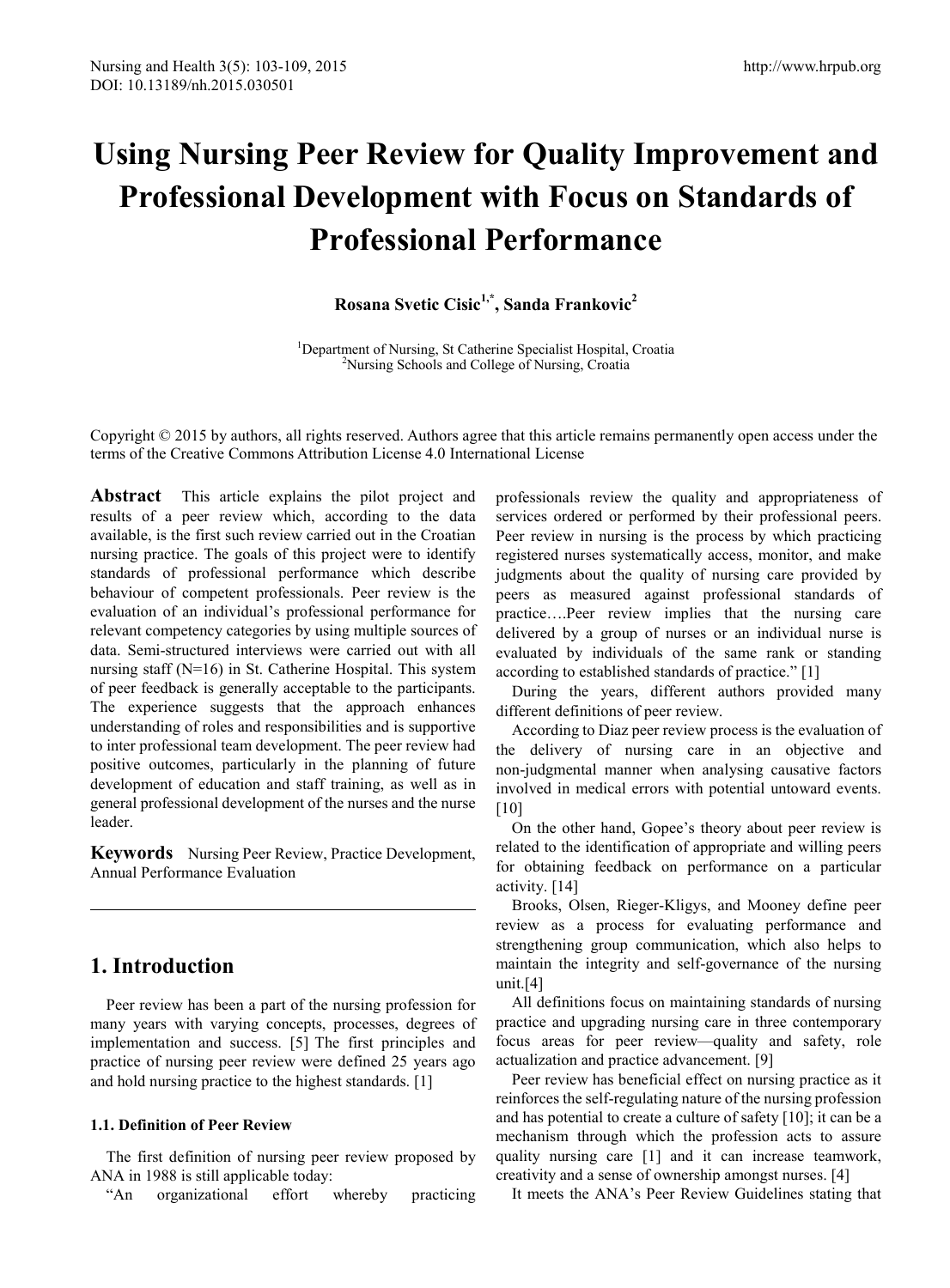# Using Nursing Peer Review for Quality Improvement and Professional Development with Focus on Standards of Professional Performance

**Rosana Svetic Cisic[1,*], Sanda Frankovic[2]**

[1]Department of Nursing, St Catherine Specialist Hospital, Croatia
[2]Nursing Schools and College of Nursing, Croatia

Copyright © 2015 by authors, all rights reserved. Authors agree that this article remains permanently open access under the terms of the Creative Commons Attribution License 4.0 International License

**Abstract** This article explains the pilot project and results of a peer review which, according to the data available, is the first such review carried out in the Croatian nursing practice. The goals of this project were to identify standards of professional performance which describe behaviour of competent professionals. Peer review is the evaluation of an individual's professional performance for relevant competency categories by using multiple sources of data. Semi-structured interviews were carried out with all nursing staff (N=16) in St. Catherine Hospital. This system of peer feedback is generally acceptable to the participants. The experience suggests that the approach enhances understanding of roles and responsibilities and is supportive to inter professional team development. The peer review had positive outcomes, particularly in the planning of future development of education and staff training, as well as in general professional development of the nurses and the nurse leader.

**Keywords** Nursing Peer Review, Practice Development, Annual Performance Evaluation

## 1. Introduction

Peer review has been a part of the nursing profession for many years with varying concepts, processes, degrees of implementation and success. [5] The first principles and practice of nursing peer review were defined 25 years ago and hold nursing practice to the highest standards. [1]

### 1.1. Definition of Peer Review

The first definition of nursing peer review proposed by ANA in 1988 is still applicable today:

"An organizational effort whereby practicing professionals review the quality and appropriateness of services ordered or performed by their professional peers. Peer review in nursing is the process by which practicing registered nurses systematically access, monitor, and make judgments about the quality of nursing care provided by peers as measured against professional standards of practice….Peer review implies that the nursing care delivered by a group of nurses or an individual nurse is evaluated by individuals of the same rank or standing according to established standards of practice." [1]

During the years, different authors provided many different definitions of peer review.

According to Diaz peer review process is the evaluation of the delivery of nursing care in an objective and non-judgmental manner when analysing causative factors involved in medical errors with potential untoward events. [10]

On the other hand, Gopee's theory about peer review is related to the identification of appropriate and willing peers for obtaining feedback on performance on a particular activity. [14]

Brooks, Olsen, Rieger-Kligys, and Mooney define peer review as a process for evaluating performance and strengthening group communication, which also helps to maintain the integrity and self-governance of the nursing unit.[4]

All definitions focus on maintaining standards of nursing practice and upgrading nursing care in three contemporary focus areas for peer review—quality and safety, role actualization and practice advancement. [9]

Peer review has beneficial effect on nursing practice as it reinforces the self-regulating nature of the nursing profession and has potential to create a culture of safety [10]; it can be a mechanism through which the profession acts to assure quality nursing care [1] and it can increase teamwork, creativity and a sense of ownership amongst nurses. [4]

It meets the ANA's Peer Review Guidelines stating that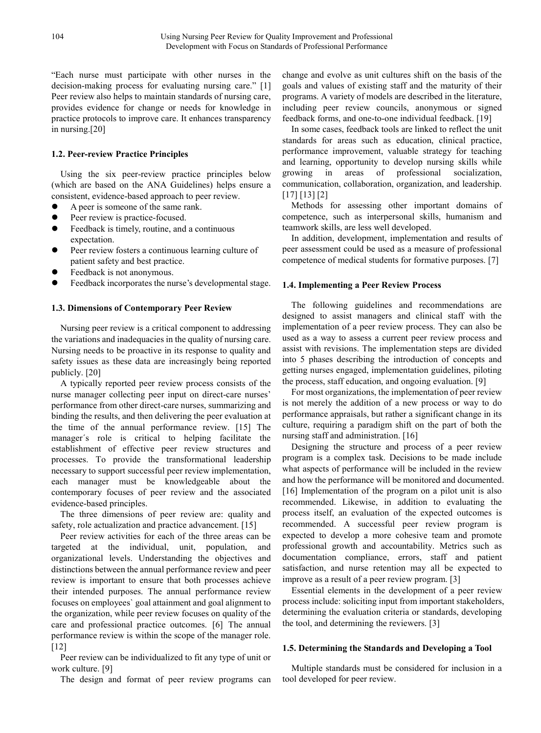"Each nurse must participate with other nurses in the decision-making process for evaluating nursing care." [1] Peer review also helps to maintain standards of nursing care, provides evidence for change or needs for knowledge in practice protocols to improve care. It enhances transparency in nursing.[20]

### 1.2. Peer-review Practice Principles

Using the six peer-review practice principles below (which are based on the ANA Guidelines) helps ensure a consistent, evidence-based approach to peer review.

- A peer is someone of the same rank.
- Peer review is practice-focused.
- Feedback is timely, routine, and a continuous expectation.
- Peer review fosters a continuous learning culture of patient safety and best practice.
- Feedback is not anonymous.
- Feedback incorporates the nurse's developmental stage.

### 1.3. Dimensions of Contemporary Peer Review

Nursing peer review is a critical component to addressing the variations and inadequacies in the quality of nursing care. Nursing needs to be proactive in its response to quality and safety issues as these data are increasingly being reported publicly. [20]

A typically reported peer review process consists of the nurse manager collecting peer input on direct-care nurses' performance from other direct-care nurses, summarizing and binding the results, and then delivering the peer evaluation at the time of the annual performance review. [15] The manager´s role is critical to helping facilitate the establishment of effective peer review structures and processes. To provide the transformational leadership necessary to support successful peer review implementation, each manager must be knowledgeable about the contemporary focuses of peer review and the associated evidence-based principles.

The three dimensions of peer review are: quality and safety, role actualization and practice advancement. [15]

Peer review activities for each of the three areas can be targeted at the individual, unit, population, and organizational levels. Understanding the objectives and distinctions between the annual performance review and peer review is important to ensure that both processes achieve their intended purposes. The annual performance review focuses on employees` goal attainment and goal alignment to the organization, while peer review focuses on quality of the care and professional practice outcomes. [6] The annual performance review is within the scope of the manager role. [12]

Peer review can be individualized to fit any type of unit or work culture. [9]

The design and format of peer review programs can change and evolve as unit cultures shift on the basis of the goals and values of existing staff and the maturity of their programs. A variety of models are described in the literature, including peer review councils, anonymous or signed feedback forms, and one-to-one individual feedback. [19]

In some cases, feedback tools are linked to reflect the unit standards for areas such as education, clinical practice, performance improvement, valuable strategy for teaching and learning, opportunity to develop nursing skills while growing in areas of professional socialization, communication, collaboration, organization, and leadership. [17] [13] [2]

Methods for assessing other important domains of competence, such as interpersonal skills, humanism and teamwork skills, are less well developed.

In addition, development, implementation and results of peer assessment could be used as a measure of professional competence of medical students for formative purposes. [7]

### 1.4. Implementing a Peer Review Process

The following guidelines and recommendations are designed to assist managers and clinical staff with the implementation of a peer review process. They can also be used as a way to assess a current peer review process and assist with revisions. The implementation steps are divided into 5 phases describing the introduction of concepts and getting nurses engaged, implementation guidelines, piloting the process, staff education, and ongoing evaluation. [9]

For most organizations, the implementation of peer review is not merely the addition of a new process or way to do performance appraisals, but rather a significant change in its culture, requiring a paradigm shift on the part of both the nursing staff and administration. [16]

Designing the structure and process of a peer review program is a complex task. Decisions to be made include what aspects of performance will be included in the review and how the performance will be monitored and documented. [16] Implementation of the program on a pilot unit is also recommended. Likewise, in addition to evaluating the process itself, an evaluation of the expected outcomes is recommended. A successful peer review program is expected to develop a more cohesive team and promote professional growth and accountability. Metrics such as documentation compliance, errors, staff and patient satisfaction, and nurse retention may all be expected to improve as a result of a peer review program. [3]

Essential elements in the development of a peer review process include: soliciting input from important stakeholders, determining the evaluation criteria or standards, developing the tool, and determining the reviewers. [3]

### 1.5. Determining the Standards and Developing a Tool

Multiple standards must be considered for inclusion in a tool developed for peer review.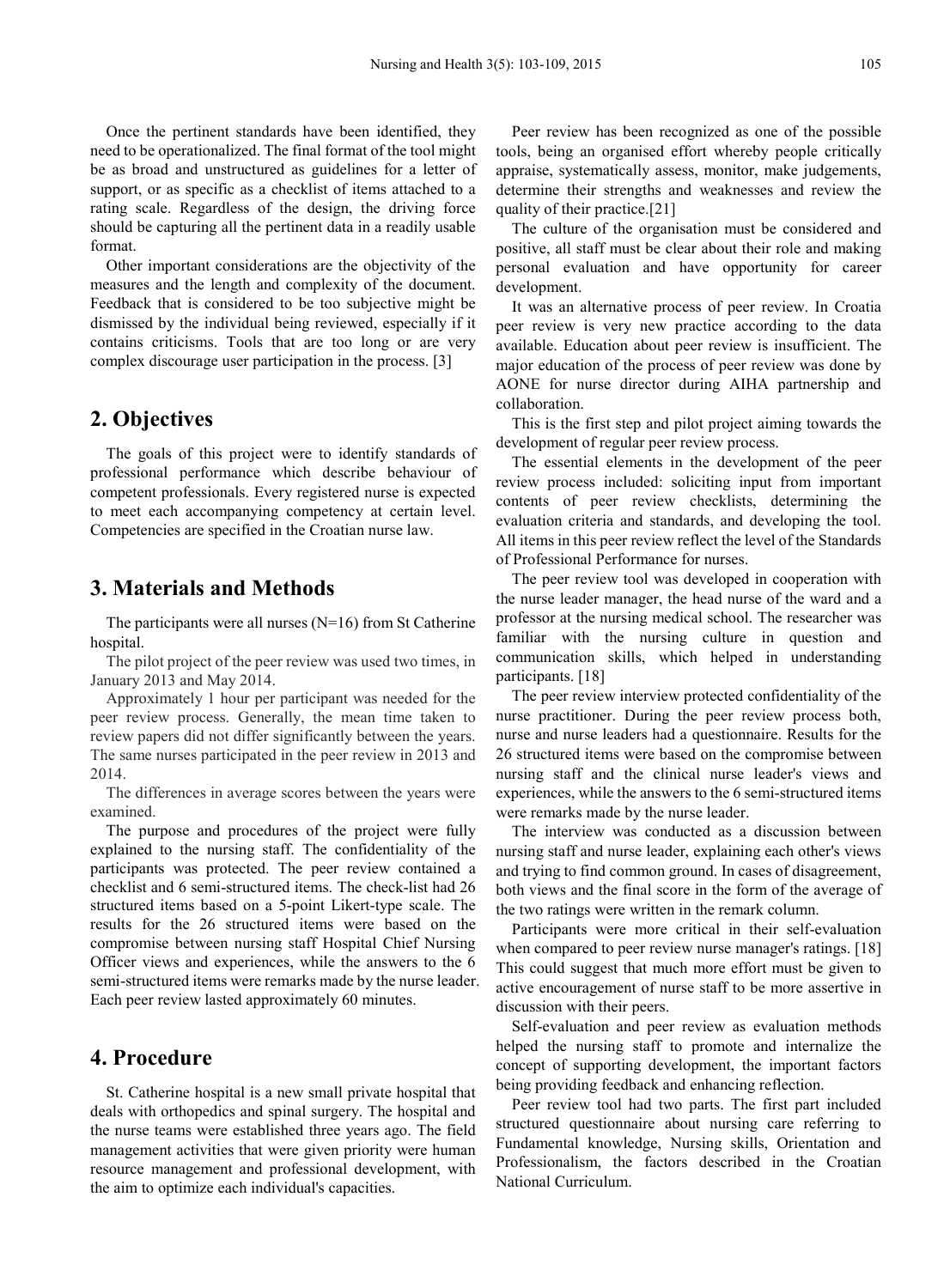Once the pertinent standards have been identified, they need to be operationalized. The final format of the tool might be as broad and unstructured as guidelines for a letter of support, or as specific as a checklist of items attached to a rating scale. Regardless of the design, the driving force should be capturing all the pertinent data in a readily usable format.

Other important considerations are the objectivity of the measures and the length and complexity of the document. Feedback that is considered to be too subjective might be dismissed by the individual being reviewed, especially if it contains criticisms. Tools that are too long or are very complex discourage user participation in the process. [3]

## 2. Objectives

The goals of this project were to identify standards of professional performance which describe behaviour of competent professionals. Every registered nurse is expected to meet each accompanying competency at certain level. Competencies are specified in the Croatian nurse law.

## 3. Materials and Methods

The participants were all nurses (N=16) from St Catherine hospital.

The pilot project of the peer review was used two times, in January 2013 and May 2014.

Approximately 1 hour per participant was needed for the peer review process. Generally, the mean time taken to review papers did not differ significantly between the years. The same nurses participated in the peer review in 2013 and 2014.

The differences in average scores between the years were examined.

The purpose and procedures of the project were fully explained to the nursing staff. The confidentiality of the participants was protected. The peer review contained a checklist and 6 semi-structured items. The check-list had 26 structured items based on a 5-point Likert-type scale. The results for the 26 structured items were based on the compromise between nursing staff Hospital Chief Nursing Officer views and experiences, while the answers to the 6 semi-structured items were remarks made by the nurse leader. Each peer review lasted approximately 60 minutes.

## 4. Procedure

St. Catherine hospital is a new small private hospital that deals with orthopedics and spinal surgery. The hospital and the nurse teams were established three years ago. The field management activities that were given priority were human resource management and professional development, with the aim to optimize each individual's capacities.

Peer review has been recognized as one of the possible tools, being an organised effort whereby people critically appraise, systematically assess, monitor, make judgements, determine their strengths and weaknesses and review the quality of their practice.[21]

The culture of the organisation must be considered and positive, all staff must be clear about their role and making personal evaluation and have opportunity for career development.

It was an alternative process of peer review. In Croatia peer review is very new practice according to the data available. Education about peer review is insufficient. The major education of the process of peer review was done by AONE for nurse director during AIHA partnership and collaboration.

This is the first step and pilot project aiming towards the development of regular peer review process.

The essential elements in the development of the peer review process included: soliciting input from important contents of peer review checklists, determining the evaluation criteria and standards, and developing the tool. All items in this peer review reflect the level of the Standards of Professional Performance for nurses.

The peer review tool was developed in cooperation with the nurse leader manager, the head nurse of the ward and a professor at the nursing medical school. The researcher was familiar with the nursing culture in question and communication skills, which helped in understanding participants. [18]

The peer review interview protected confidentiality of the nurse practitioner. During the peer review process both, nurse and nurse leaders had a questionnaire. Results for the 26 structured items were based on the compromise between nursing staff and the clinical nurse leader's views and experiences, while the answers to the 6 semi-structured items were remarks made by the nurse leader.

The interview was conducted as a discussion between nursing staff and nurse leader, explaining each other's views and trying to find common ground. In cases of disagreement, both views and the final score in the form of the average of the two ratings were written in the remark column.

Participants were more critical in their self-evaluation when compared to peer review nurse manager's ratings. [18] This could suggest that much more effort must be given to active encouragement of nurse staff to be more assertive in discussion with their peers.

Self-evaluation and peer review as evaluation methods helped the nursing staff to promote and internalize the concept of supporting development, the important factors being providing feedback and enhancing reflection.

Peer review tool had two parts. The first part included structured questionnaire about nursing care referring to Fundamental knowledge, Nursing skills, Orientation and Professionalism, the factors described in the Croatian National Curriculum.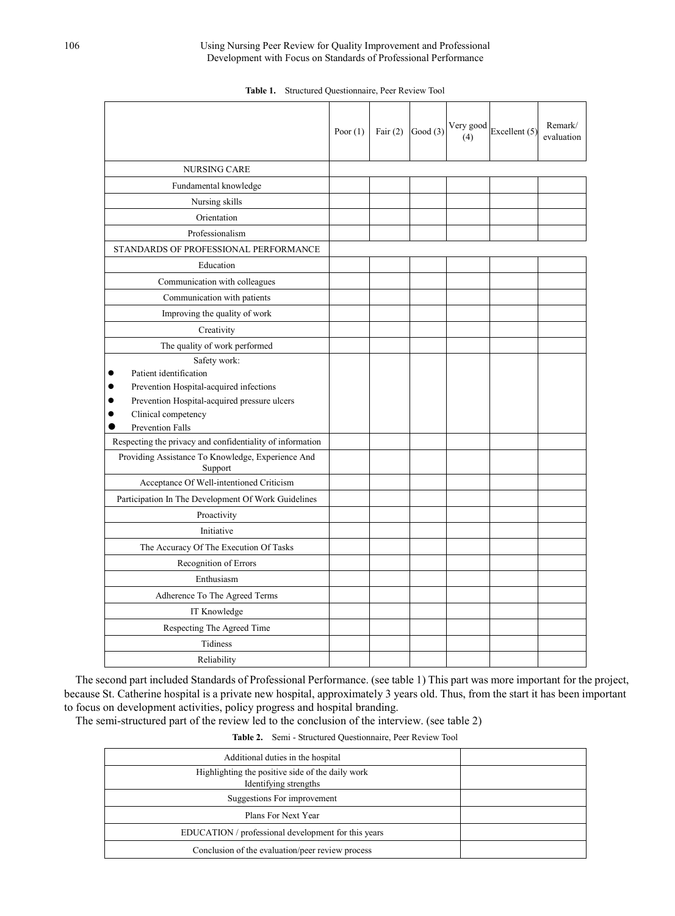**Table 1.** Structured Questionnaire, Peer Review Tool

| | Poor (1) | Fair (2) | Good (3) | Very good (4) | Excellent (5) | Remark/ evaluation |
|---|---|---|---|---|---|---|
| NURSING CARE | | | | | | |
| Fundamental knowledge | | | | | | |
| Nursing skills | | | | | | |
| Orientation | | | | | | |
| Professionalism | | | | | | |
| STANDARDS OF PROFESSIONAL PERFORMANCE | | | | | | |
| Education | | | | | | |
| Communication with colleagues | | | | | | |
| Communication with patients | | | | | | |
| Improving the quality of work | | | | | | |
| Creativity | | | | | | |
| The quality of work performed | | | | | | |
| Safety work:<br>• Patient identification<br>• Prevention Hospital-acquired infections<br>• Prevention Hospital-acquired pressure ulcers<br>• Clinical competency<br>• Prevention Falls | | | | | | |
| Respecting the privacy and confidentiality of information | | | | | | |
| Providing Assistance To Knowledge, Experience And Support | | | | | | |
| Acceptance Of Well-intentioned Criticism | | | | | | |
| Participation In The Development Of Work Guidelines | | | | | | |
| Proactivity | | | | | | |
| Initiative | | | | | | |
| The Accuracy Of The Execution Of Tasks | | | | | | |
| Recognition of Errors | | | | | | |
| Enthusiasm | | | | | | |
| Adherence To The Agreed Terms | | | | | | |
| IT Knowledge | | | | | | |
| Respecting The Agreed Time | | | | | | |
| Tidiness | | | | | | |
| Reliability | | | | | | |

The second part included Standards of Professional Performance. (see table 1) This part was more important for the project, because St. Catherine hospital is a private new hospital, approximately 3 years old. Thus, from the start it has been important to focus on development activities, policy progress and hospital branding.

The semi-structured part of the review led to the conclusion of the interview. (see table 2)

**Table 2.** Semi - Structured Questionnaire, Peer Review Tool

| | |
|---|---|
| Additional duties in the hospital | |
| Highlighting the positive side of the daily work<br>Identifying strengths | |
| Suggestions For improvement | |
| Plans For Next Year | |
| EDUCATION / professional development for this years | |
| Conclusion of the evaluation/peer review process | |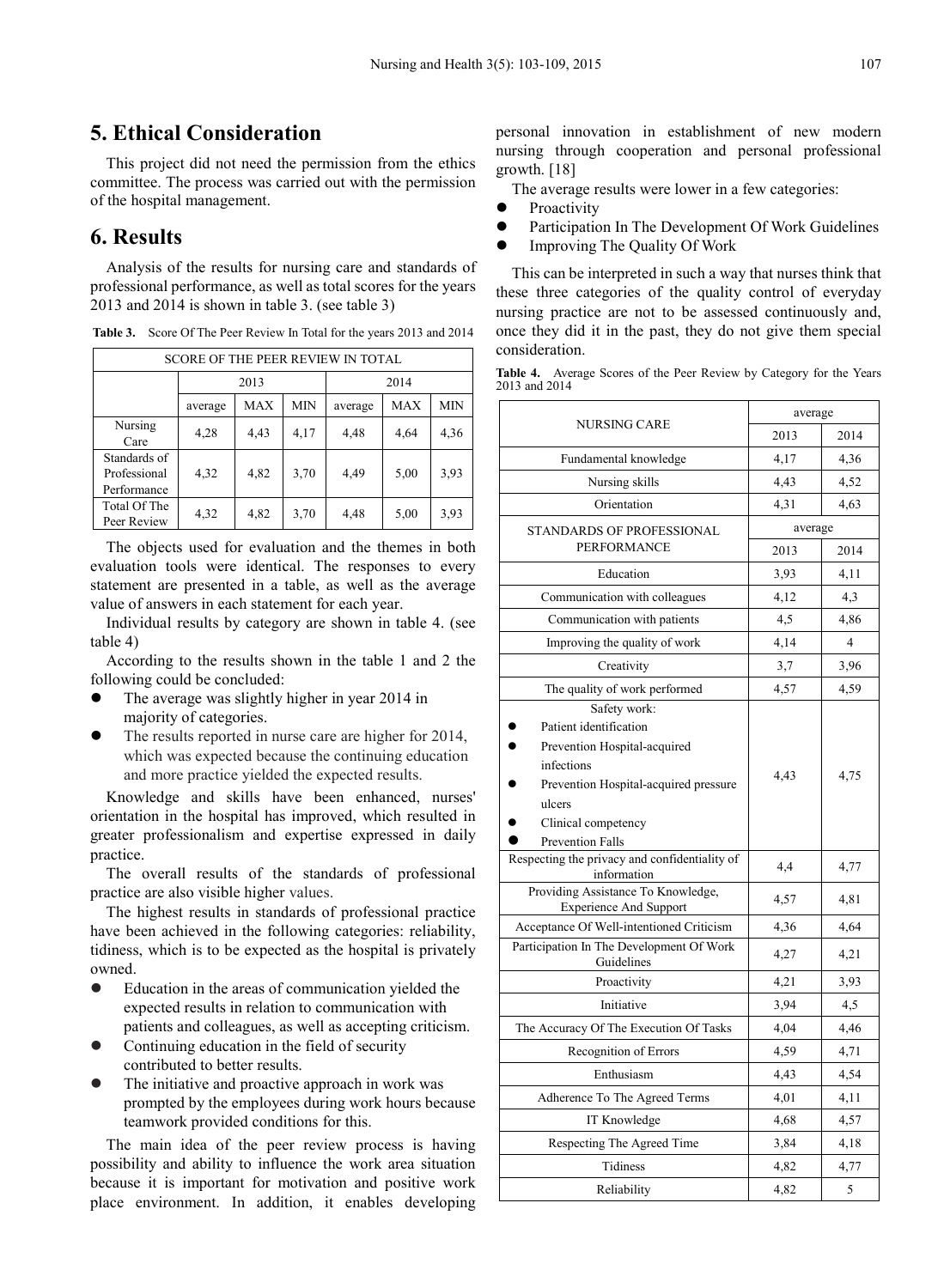## 5. Ethical Consideration

This project did not need the permission from the ethics committee. The process was carried out with the permission of the hospital management.

## 6. Results

Analysis of the results for nursing care and standards of professional performance, as well as total scores for the years 2013 and 2014 is shown in table 3. (see table 3)

**Table 3.** Score Of The Peer Review In Total for the years 2013 and 2014

| SCORE OF THE PEER REVIEW IN TOTAL | | | | | | |
|---|---|---|---|---|---|---|
| | 2013 | | | 2014 | | |
| | average | MAX | MIN | average | MAX | MIN |
| Nursing Care | 4,28 | 4,43 | 4,17 | 4,48 | 4,64 | 4,36 |
| Standards of Professional Performance | 4,32 | 4,82 | 3,70 | 4,49 | 5,00 | 3,93 |
| Total Of The Peer Review | 4,32 | 4,82 | 3,70 | 4,48 | 5,00 | 3,93 |

The objects used for evaluation and the themes in both evaluation tools were identical. The responses to every statement are presented in a table, as well as the average value of answers in each statement for each year.

Individual results by category are shown in table 4. (see table 4)

According to the results shown in the table 1 and 2 the following could be concluded:

- The average was slightly higher in year 2014 in majority of categories.
- The results reported in nurse care are higher for 2014, which was expected because the continuing education and more practice yielded the expected results.

Knowledge and skills have been enhanced, nurses' orientation in the hospital has improved, which resulted in greater professionalism and expertise expressed in daily practice.

The overall results of the standards of professional practice are also visible higher values.

The highest results in standards of professional practice have been achieved in the following categories: reliability, tidiness, which is to be expected as the hospital is privately owned.

- Education in the areas of communication yielded the expected results in relation to communication with patients and colleagues, as well as accepting criticism.
- Continuing education in the field of security contributed to better results.
- The initiative and proactive approach in work was prompted by the employees during work hours because teamwork provided conditions for this.

The main idea of the peer review process is having possibility and ability to influence the work area situation because it is important for motivation and positive work place environment. In addition, it enables developing personal innovation in establishment of new modern nursing through cooperation and personal professional growth. [18]

The average results were lower in a few categories:

- Proactivity
- Participation In The Development Of Work Guidelines
- Improving The Quality Of Work

This can be interpreted in such a way that nurses think that these three categories of the quality control of everyday nursing practice are not to be assessed continuously and, once they did it in the past, they do not give them special consideration.

**Table 4.** Average Scores of the Peer Review by Category for the Years 2013 and 2014

| NURSING CARE | average | |
|---|---|---|
| | 2013 | 2014 |
| Fundamental knowledge | 4,17 | 4,36 |
| Nursing skills | 4,43 | 4,52 |
| Orientation | 4,31 | 4,63 |
| STANDARDS OF PROFESSIONAL PERFORMANCE | average | |
| | 2013 | 2014 |
| Education | 3,93 | 4,11 |
| Communication with colleagues | 4,12 | 4,3 |
| Communication with patients | 4,5 | 4,86 |
| Improving the quality of work | 4,14 | 4 |
| Creativity | 3,7 | 3,96 |
| The quality of work performed | 4,57 | 4,59 |
| Safety work: • Patient identification • Prevention Hospital-acquired infections • Prevention Hospital-acquired pressure ulcers • Clinical competency • Prevention Falls | 4,43 | 4,75 |
| Respecting the privacy and confidentiality of information | 4,4 | 4,77 |
| Providing Assistance To Knowledge, Experience And Support | 4,57 | 4,81 |
| Acceptance Of Well-intentioned Criticism | 4,36 | 4,64 |
| Participation In The Development Of Work Guidelines | 4,27 | 4,21 |
| Proactivity | 4,21 | 3,93 |
| Initiative | 3,94 | 4,5 |
| The Accuracy Of The Execution Of Tasks | 4,04 | 4,46 |
| Recognition of Errors | 4,59 | 4,71 |
| Enthusiasm | 4,43 | 4,54 |
| Adherence To The Agreed Terms | 4,01 | 4,11 |
| IT Knowledge | 4,68 | 4,57 |
| Respecting The Agreed Time | 3,84 | 4,18 |
| Tidiness | 4,82 | 4,77 |
| Reliability | 4,82 | 5 |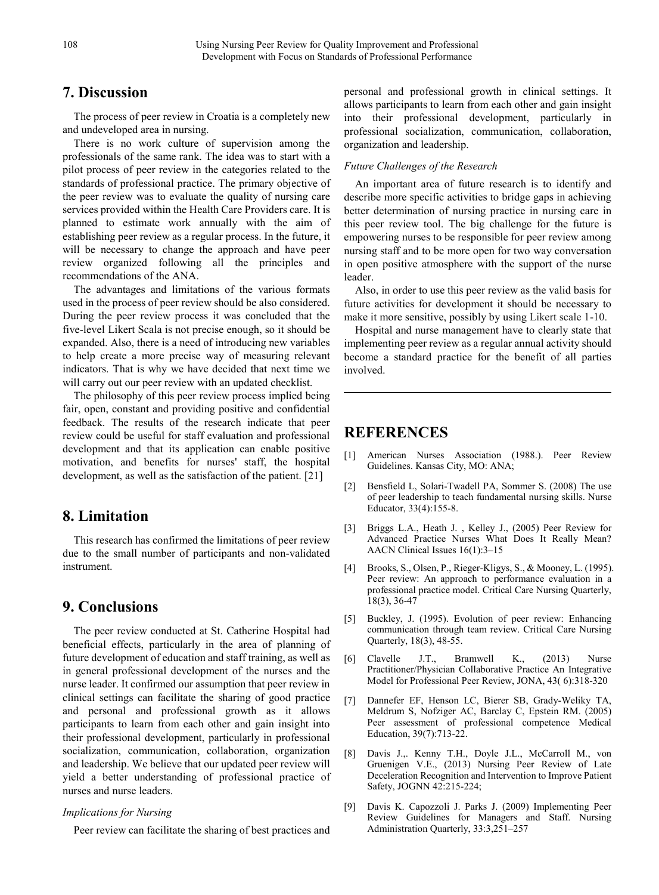## 7. Discussion

The process of peer review in Croatia is a completely new and undeveloped area in nursing.

There is no work culture of supervision among the professionals of the same rank. The idea was to start with a pilot process of peer review in the categories related to the standards of professional practice. The primary objective of the peer review was to evaluate the quality of nursing care services provided within the Health Care Providers care. It is planned to estimate work annually with the aim of establishing peer review as a regular process. In the future, it will be necessary to change the approach and have peer review organized following all the principles and recommendations of the ANA.

The advantages and limitations of the various formats used in the process of peer review should be also considered. During the peer review process it was concluded that the five-level Likert Scala is not precise enough, so it should be expanded. Also, there is a need of introducing new variables to help create a more precise way of measuring relevant indicators. That is why we have decided that next time we will carry out our peer review with an updated checklist.

The philosophy of this peer review process implied being fair, open, constant and providing positive and confidential feedback. The results of the research indicate that peer review could be useful for staff evaluation and professional development and that its application can enable positive motivation, and benefits for nurses' staff, the hospital development, as well as the satisfaction of the patient. [21]

## 8. Limitation

This research has confirmed the limitations of peer review due to the small number of participants and non-validated instrument.

## 9. Conclusions

The peer review conducted at St. Catherine Hospital had beneficial effects, particularly in the area of planning of future development of education and staff training, as well as in general professional development of the nurses and the nurse leader. It confirmed our assumption that peer review in clinical settings can facilitate the sharing of good practice and personal and professional growth as it allows participants to learn from each other and gain insight into their professional development, particularly in professional socialization, communication, collaboration, organization and leadership. We believe that our updated peer review will yield a better understanding of professional practice of nurses and nurse leaders.

*Implications for Nursing*

Peer review can facilitate the sharing of best practices and personal and professional growth in clinical settings. It allows participants to learn from each other and gain insight into their professional development, particularly in professional socialization, communication, collaboration, organization and leadership.

*Future Challenges of the Research*

An important area of future research is to identify and describe more specific activities to bridge gaps in achieving better determination of nursing practice in nursing care in this peer review tool. The big challenge for the future is empowering nurses to be responsible for peer review among nursing staff and to be more open for two way conversation in open positive atmosphere with the support of the nurse leader.

Also, in order to use this peer review as the valid basis for future activities for development it should be necessary to make it more sensitive, possibly by using Likert scale 1-10.

Hospital and nurse management have to clearly state that implementing peer review as a regular annual activity should become a standard practice for the benefit of all parties involved.

## REFERENCES

[1] American Nurses Association (1988.). Peer Review Guidelines. Kansas City, MO: ANA;

[2] Bensfield L, Solari-Twadell PA, Sommer S. (2008) The use of peer leadership to teach fundamental nursing skills. Nurse Educator, 33(4):155-8.

[3] Briggs L.A., Heath J. , Kelley J., (2005) Peer Review for Advanced Practice Nurses What Does It Really Mean? AACN Clinical Issues 16(1):3–15

[4] Brooks, S., Olsen, P., Rieger-Kligys, S., & Mooney, L. (1995). Peer review: An approach to performance evaluation in a professional practice model. Critical Care Nursing Quarterly, 18(3), 36-47

[5] Buckley, J. (1995). Evolution of peer review: Enhancing communication through team review. Critical Care Nursing Quarterly, 18(3), 48-55.

[6] Clavelle J.T., Bramwell K., (2013) Nurse Practitioner/Physician Collaborative Practice An Integrative Model for Professional Peer Review, JONA, 43( 6):318-320

[7] Dannefer EF, Henson LC, Bierer SB, Grady-Weliky TA, Meldrum S, Nofziger AC, Barclay C, Epstein RM. (2005) Peer assessment of professional competence Medical Education, 39(7):713-22.

[8] Davis J.,. Kenny T.H., Doyle J.L., McCarroll M., von Gruenigen V.E., (2013) Nursing Peer Review of Late Deceleration Recognition and Intervention to Improve Patient Safety, JOGNN 42:215-224;

[9] Davis K. Capozzoli J. Parks J. (2009) Implementing Peer Review Guidelines for Managers and Staff. Nursing Administration Quarterly, 33:3,251–257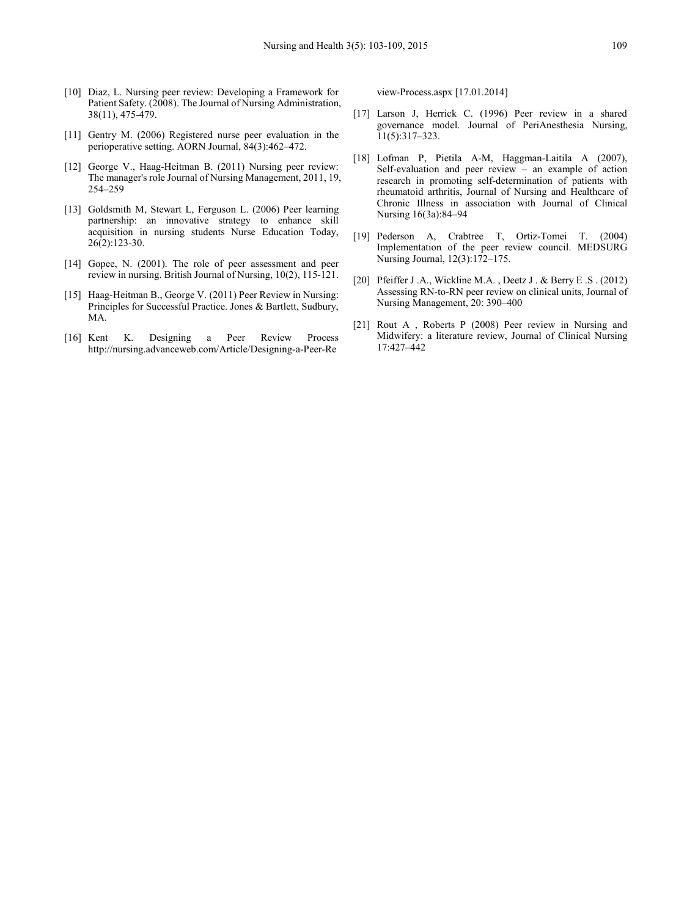[10] Diaz, L. Nursing peer review: Developing a Framework for Patient Safety. (2008). The Journal of Nursing Administration, 38(11), 475-479.

[11] Gentry M. (2006) Registered nurse peer evaluation in the perioperative setting. AORN Journal, 84(3):462–472.

[12] George V., Haag-Heitman B. (2011) Nursing peer review: The manager's role Journal of Nursing Management, 2011, 19, 254–259

[13] Goldsmith M, Stewart L, Ferguson L. (2006) Peer learning partnership: an innovative strategy to enhance skill acquisition in nursing students Nurse Education Today, 26(2):123-30.

[14] Gopee, N. (2001). The role of peer assessment and peer review in nursing. British Journal of Nursing, 10(2), 115-121.

[15] Haag-Heitman B., George V. (2011) Peer Review in Nursing: Principles for Successful Practice. Jones & Bartlett, Sudbury, MA.

[16] Kent K. Designing a Peer Review Process http://nursing.advanceweb.com/Article/Designing-a-Peer-Review-Process.aspx [17.01.2014]

[17] Larson J, Herrick C. (1996) Peer review in a shared governance model. Journal of PeriAnesthesia Nursing, 11(5):317–323.

[18] Lofman P, Pietila A-M, Haggman-Laitila A (2007), Self-evaluation and peer review – an example of action research in promoting self-determination of patients with rheumatoid arthritis, Journal of Nursing and Healthcare of Chronic Illness in association with Journal of Clinical Nursing 16(3a):84–94

[19] Pederson A, Crabtree T, Ortiz-Tomei T. (2004) Implementation of the peer review council. MEDSURG Nursing Journal, 12(3):172–175.

[20] Pfeiffer J .A., Wickline M.A. , Deetz J . & Berry E .S . (2012) Assessing RN-to-RN peer review on clinical units, Journal of Nursing Management, 20: 390–400

[21] Rout A , Roberts P (2008) Peer review in Nursing and Midwifery: a literature review, Journal of Clinical Nursing 17:427–442